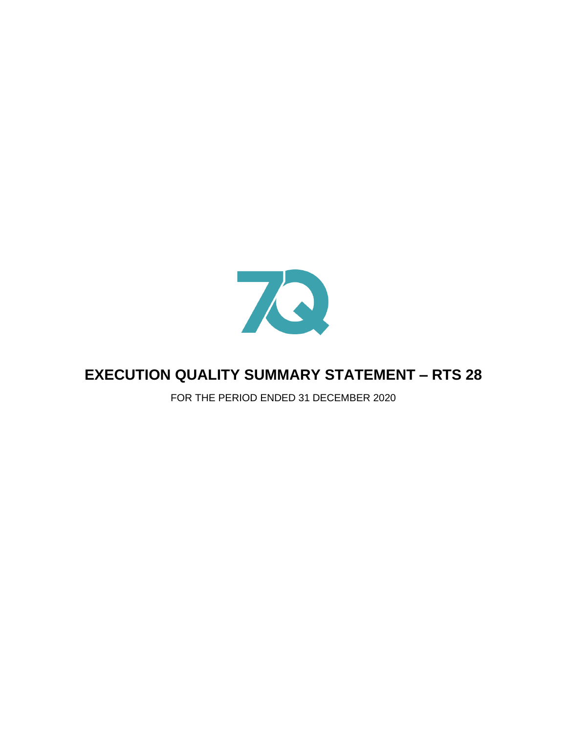# EXECUTION QUALITY SUMMARY STATEMENT – RTS 28

FOR THE PERIOD ENDED 31 DECEMBER 2020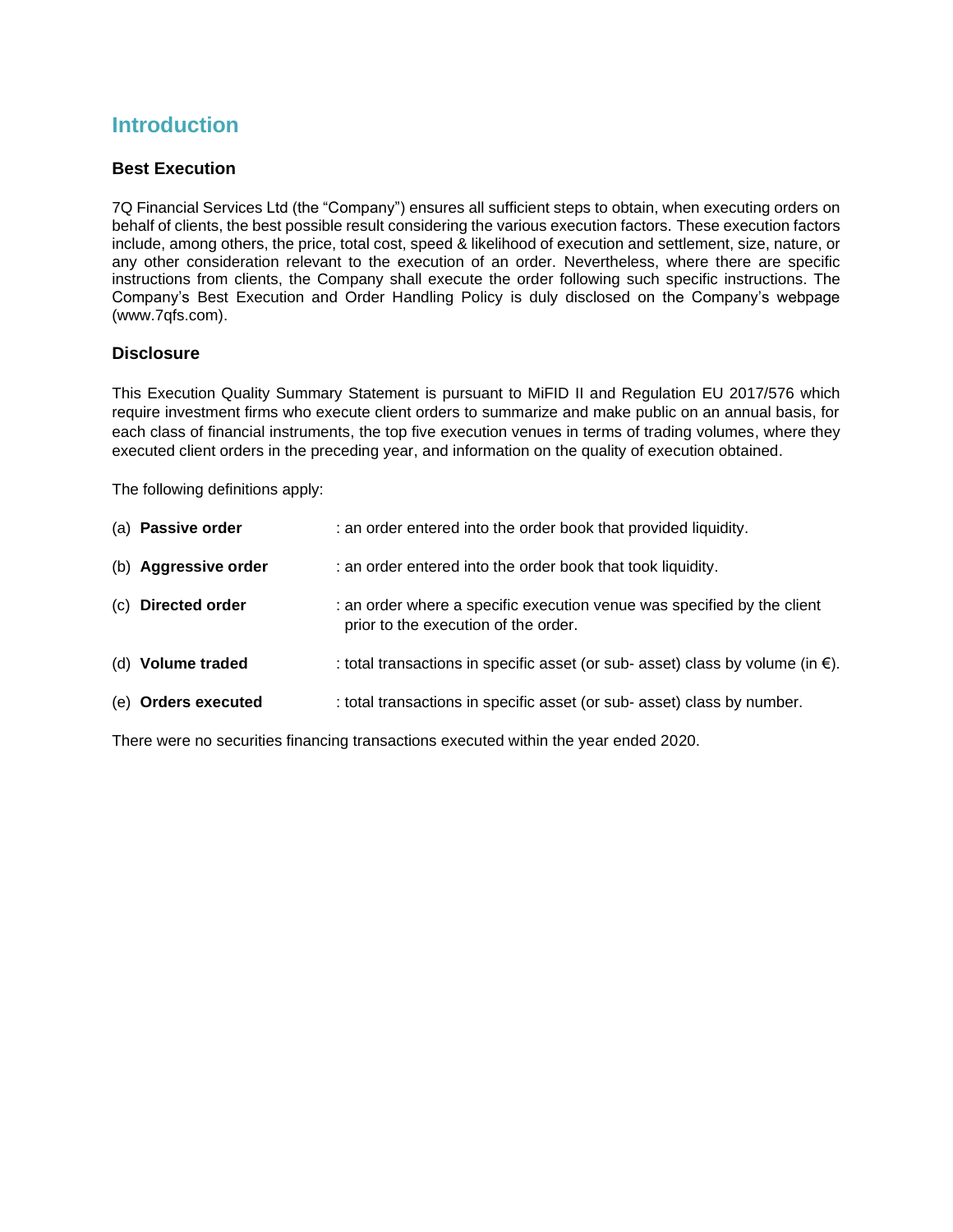# Introduction

### Best Execution

7Q Financial Services Ltd (the "Company") ensures all sufficient steps to obtain, when executing orders on behalf of clients, the best possible result considering the various execution factors. These execution factors include, among others, the price, total cost, speed & likelihood of execution and settlement, size, nature, or any other consideration relevant to the execution of an order. Nevertheless, where there are specific instructions from clients, the Company shall execute the order following such specific instructions. The Company's Best Execution and Order Handling Policy is duly disclosed on the Company's webpage (www.7qfs.com).

### Disclosure

This Execution Quality Summary Statement is pursuant to MiFID II and Regulation EU 2017/576 which require investment firms who execute client orders to summarize and make public on an annual basis, for each class of financial instruments, the top five execution venues in terms of trading volumes, where they executed client orders in the preceding year, and information on the quality of execution obtained.

The following definitions apply:

(a) **Passive order** : an order entered into the order book that provided liquidity.

(b) **Aggressive order** : an order entered into the order book that took liquidity.

(c) **Directed order** : an order where a specific execution venue was specified by the client prior to the execution of the order.

(d) **Volume traded** : total transactions in specific asset (or sub- asset) class by volume (in €).

(e) **Orders executed** : total transactions in specific asset (or sub- asset) class by number.

There were no securities financing transactions executed within the year ended 2020.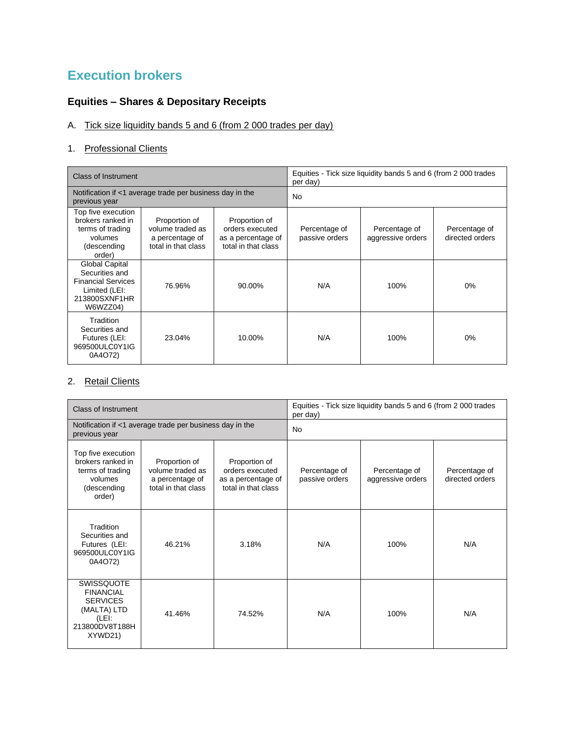# Execution brokers

## Equities – Shares & Depositary Receipts

A. Tick size liquidity bands 5 and 6 (from 2 000 trades per day)

1. Professional Clients

| Class of Instrument | | | Equities - Tick size liquidity bands 5 and 6 (from 2 000 trades per day) | | |
|---|---|---|---|---|---|
| Notification if <1 average trade per business day in the previous year | | | No | | |
| Top five execution brokers ranked in terms of trading volumes (descending order) | Proportion of volume traded as a percentage of total in that class | Proportion of orders executed as a percentage of total in that class | Percentage of passive orders | Percentage of aggressive orders | Percentage of directed orders |
| Global Capital Securities and Financial Services Limited (LEI: 213800SXNF1HRW6WZZ04) | 76.96% | 90.00% | N/A | 100% | 0% |
| Tradition Securities and Futures (LEI: 969500ULC0Y1IG0A4O72) | 23.04% | 10.00% | N/A | 100% | 0% |

2. Retail Clients

| Class of Instrument | | | Equities - Tick size liquidity bands 5 and 6 (from 2 000 trades per day) | | |
|---|---|---|---|---|---|
| Notification if <1 average trade per business day in the previous year | | | No | | |
| Top five execution brokers ranked in terms of trading volumes (descending order) | Proportion of volume traded as a percentage of total in that class | Proportion of orders executed as a percentage of total in that class | Percentage of passive orders | Percentage of aggressive orders | Percentage of directed orders |
| Tradition Securities and Futures (LEI: 969500ULC0Y1IG0A4O72) | 46.21% | 3.18% | N/A | 100% | N/A |
| SWISSQUOTE FINANCIAL SERVICES (MALTA) LTD (LEI: 213800DV8T188HXYWD21) | 41.46% | 74.52% | N/A | 100% | N/A |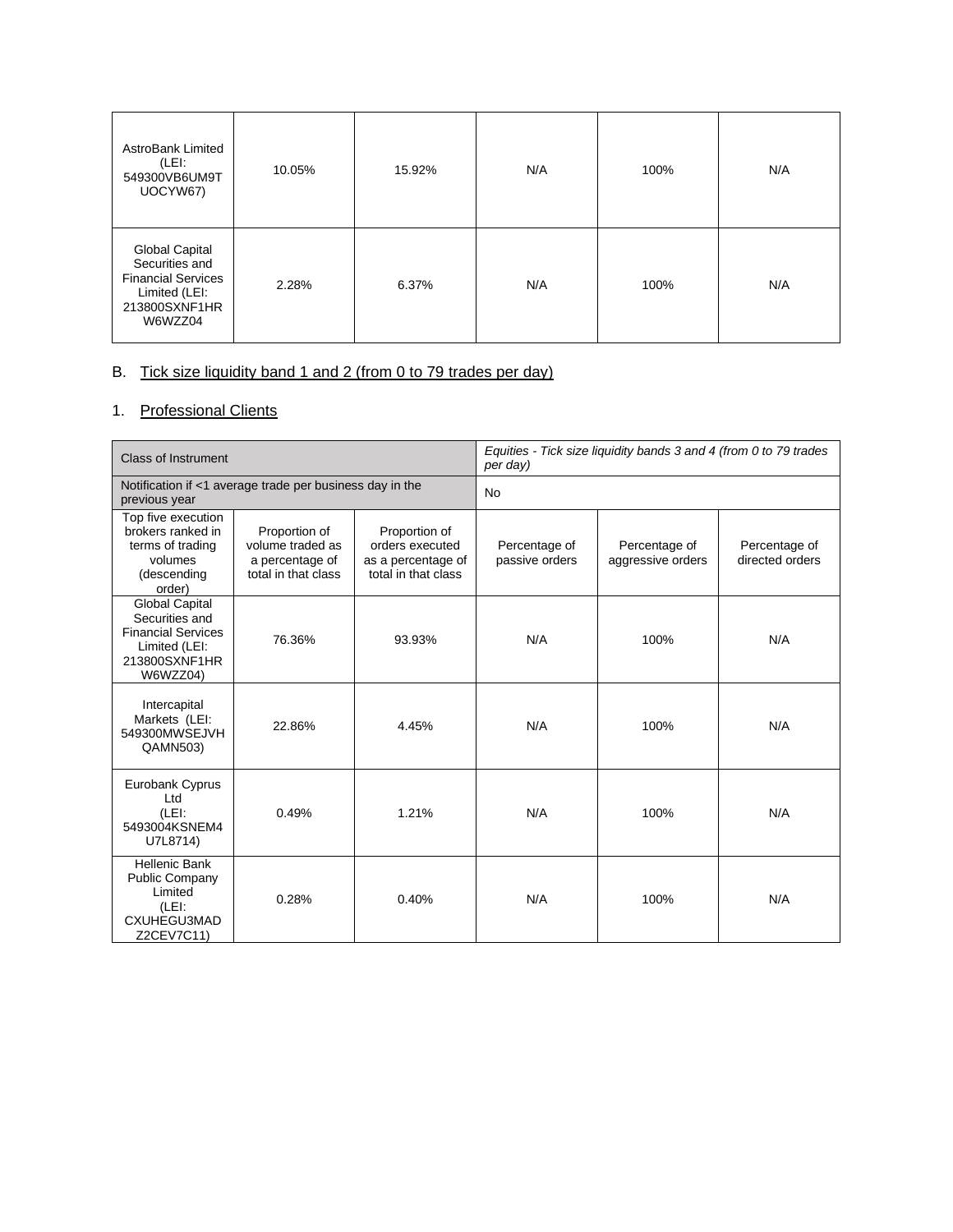| AstroBank Limited (LEI: 549300VB6UM9TUOCYW67) | 10.05% | 15.92% | N/A | 100% | N/A |
|---|---|---|---|---|---|
| Global Capital Securities and Financial Services Limited (LEI: 213800SXNF1HRW6WZZ04 | 2.28% | 6.37% | N/A | 100% | N/A |

B. Tick size liquidity band 1 and 2 (from 0 to 79 trades per day)

1. Professional Clients

| Class of Instrument | | | *Equities - Tick size liquidity bands 3 and 4 (from 0 to 79 trades per day)* | | |
|---|---|---|---|---|---|
| Notification if <1 average trade per business day in the previous year | | | No | | |
| Top five execution brokers ranked in terms of trading volumes (descending order) | Proportion of volume traded as a percentage of total in that class | Proportion of orders executed as a percentage of total in that class | Percentage of passive orders | Percentage of aggressive orders | Percentage of directed orders |
| Global Capital Securities and Financial Services Limited (LEI: 213800SXNF1HRW6WZZ04) | 76.36% | 93.93% | N/A | 100% | N/A |
| Intercapital Markets (LEI: 549300MWSEJVHQAMN503) | 22.86% | 4.45% | N/A | 100% | N/A |
| Eurobank Cyprus Ltd (LEI: 5493004KSNEM4U7L8714) | 0.49% | 1.21% | N/A | 100% | N/A |
| Hellenic Bank Public Company Limited (LEI: CXUHEGU3MADZ2CEV7C11) | 0.28% | 0.40% | N/A | 100% | N/A |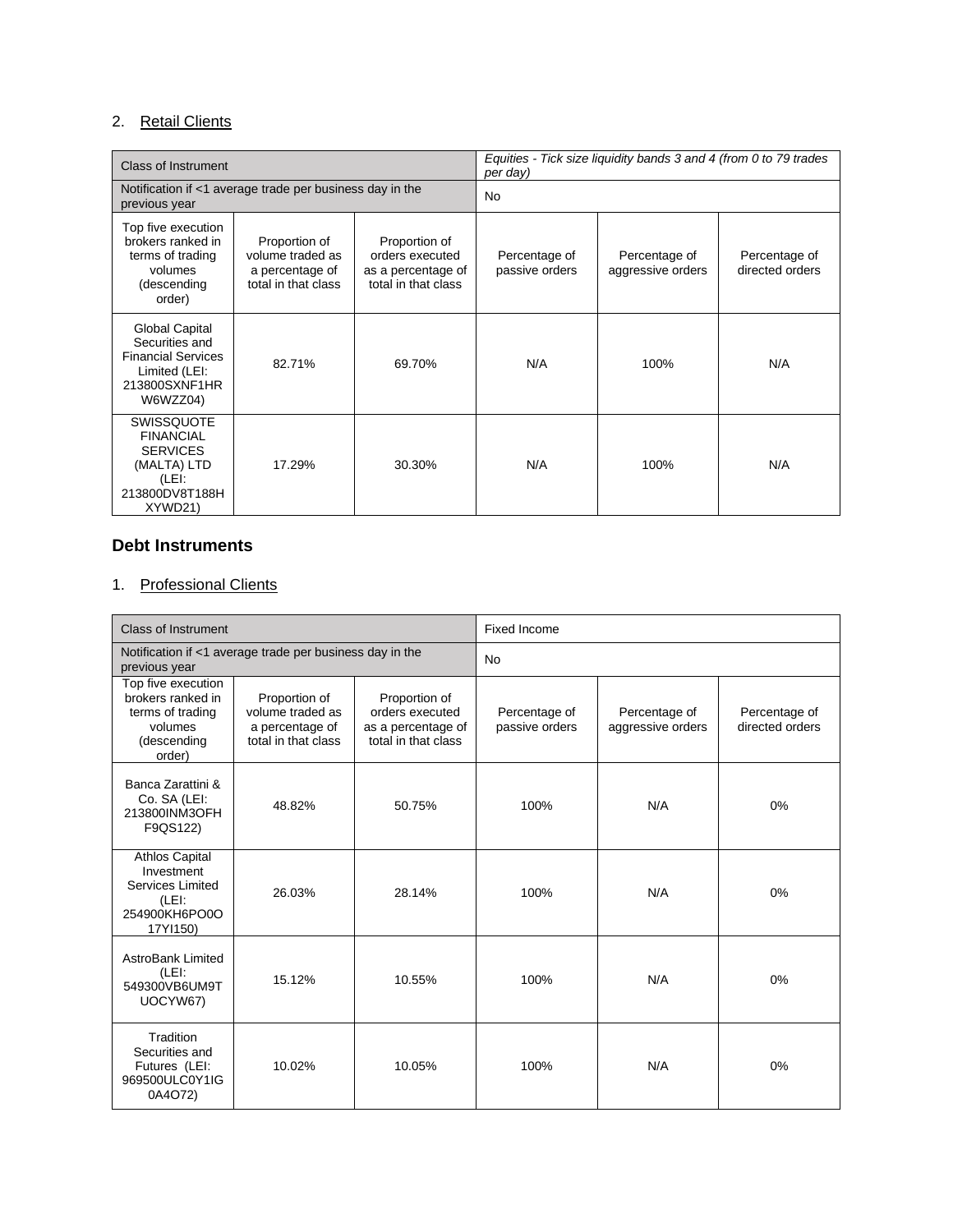2. Retail Clients

| Class of Instrument | | | *Equities - Tick size liquidity bands 3 and 4 (from 0 to 79 trades per day)* | | |
|---|---|---|---|---|---|
| Notification if <1 average trade per business day in the previous year | | | No | | |
| Top five execution brokers ranked in terms of trading volumes (descending order) | Proportion of volume traded as a percentage of total in that class | Proportion of orders executed as a percentage of total in that class | Percentage of passive orders | Percentage of aggressive orders | Percentage of directed orders |
| Global Capital Securities and Financial Services Limited (LEI: 213800SXNF1HRW6WZZ04) | 82.71% | 69.70% | N/A | 100% | N/A |
| SWISSQUOTE FINANCIAL SERVICES (MALTA) LTD (LEI: 213800DV8T188HXYWD21) | 17.29% | 30.30% | N/A | 100% | N/A |

## Debt Instruments

1. Professional Clients

| Class of Instrument | | | Fixed Income | | |
|---|---|---|---|---|---|
| Notification if <1 average trade per business day in the previous year | | | No | | |
| Top five execution brokers ranked in terms of trading volumes (descending order) | Proportion of volume traded as a percentage of total in that class | Proportion of orders executed as a percentage of total in that class | Percentage of passive orders | Percentage of aggressive orders | Percentage of directed orders |
| Banca Zarattini & Co. SA (LEI: 213800INM3OFHF9QS122) | 48.82% | 50.75% | 100% | N/A | 0% |
| Athlos Capital Investment Services Limited (LEI: 254900KH6PO0O17YI150) | 26.03% | 28.14% | 100% | N/A | 0% |
| AstroBank Limited (LEI: 549300VB6UM9TUOCYW67) | 15.12% | 10.55% | 100% | N/A | 0% |
| Tradition Securities and Futures (LEI: 969500ULC0Y1IG0A4O72) | 10.02% | 10.05% | 100% | N/A | 0% |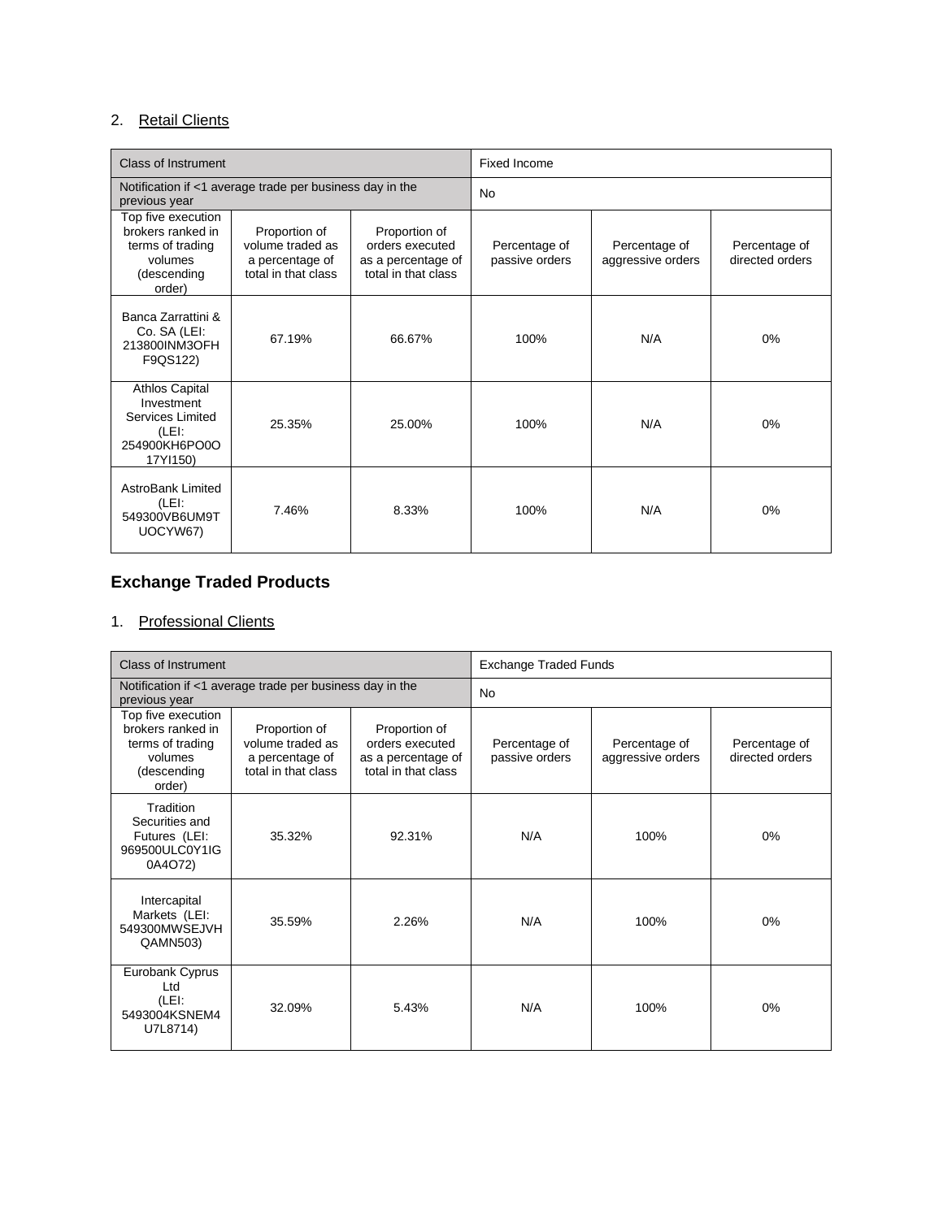2. Retail Clients

| Class of Instrument | | | Fixed Income | | |
|---|---|---|---|---|---|
| Notification if <1 average trade per business day in the previous year | | | No | | |
| Top five execution brokers ranked in terms of trading volumes (descending order) | Proportion of volume traded as a percentage of total in that class | Proportion of orders executed as a percentage of total in that class | Percentage of passive orders | Percentage of aggressive orders | Percentage of directed orders |
| Banca Zarrattini & Co. SA (LEI: 213800INM3OFHF9QS122) | 67.19% | 66.67% | 100% | N/A | 0% |
| Athlos Capital Investment Services Limited (LEI: 254900KH6PO0O17YI150) | 25.35% | 25.00% | 100% | N/A | 0% |
| AstroBank Limited (LEI: 549300VB6UM9TUOCYW67) | 7.46% | 8.33% | 100% | N/A | 0% |

## Exchange Traded Products

1. Professional Clients

| Class of Instrument | | | Exchange Traded Funds | | |
|---|---|---|---|---|---|
| Notification if <1 average trade per business day in the previous year | | | No | | |
| Top five execution brokers ranked in terms of trading volumes (descending order) | Proportion of volume traded as a percentage of total in that class | Proportion of orders executed as a percentage of total in that class | Percentage of passive orders | Percentage of aggressive orders | Percentage of directed orders |
| Tradition Securities and Futures (LEI: 969500ULC0Y1IG0A4O72) | 35.32% | 92.31% | N/A | 100% | 0% |
| Intercapital Markets (LEI: 549300MWSEJVHQAMN503) | 35.59% | 2.26% | N/A | 100% | 0% |
| Eurobank Cyprus Ltd (LEI: 5493004KSNEM4U7L8714) | 32.09% | 5.43% | N/A | 100% | 0% |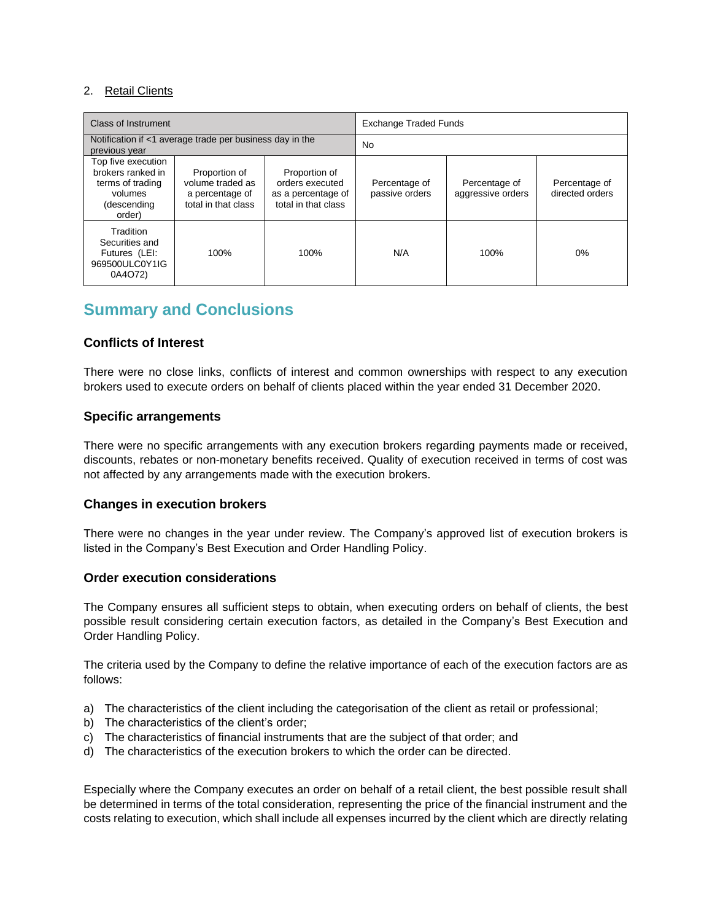2. Retail Clients

| Class of Instrument | | | Exchange Traded Funds | | |
|---|---|---|---|---|---|
| Notification if <1 average trade per business day in the previous year | | | No | | |
| Top five execution brokers ranked in terms of trading volumes (descending order) | Proportion of volume traded as a percentage of total in that class | Proportion of orders executed as a percentage of total in that class | Percentage of passive orders | Percentage of aggressive orders | Percentage of directed orders |
| Tradition Securities and Futures (LEI: 969500ULC0Y1IG 0A4O72) | 100% | 100% | N/A | 100% | 0% |

## Summary and Conclusions

### Conflicts of Interest

There were no close links, conflicts of interest and common ownerships with respect to any execution brokers used to execute orders on behalf of clients placed within the year ended 31 December 2020.

### Specific arrangements

There were no specific arrangements with any execution brokers regarding payments made or received, discounts, rebates or non-monetary benefits received. Quality of execution received in terms of cost was not affected by any arrangements made with the execution brokers.

### Changes in execution brokers

There were no changes in the year under review. The Company's approved list of execution brokers is listed in the Company's Best Execution and Order Handling Policy.

### Order execution considerations

The Company ensures all sufficient steps to obtain, when executing orders on behalf of clients, the best possible result considering certain execution factors, as detailed in the Company's Best Execution and Order Handling Policy.

The criteria used by the Company to define the relative importance of each of the execution factors are as follows:

a) The characteristics of the client including the categorisation of the client as retail or professional;
b) The characteristics of the client's order;
c) The characteristics of financial instruments that are the subject of that order; and
d) The characteristics of the execution brokers to which the order can be directed.

Especially where the Company executes an order on behalf of a retail client, the best possible result shall be determined in terms of the total consideration, representing the price of the financial instrument and the costs relating to execution, which shall include all expenses incurred by the client which are directly relating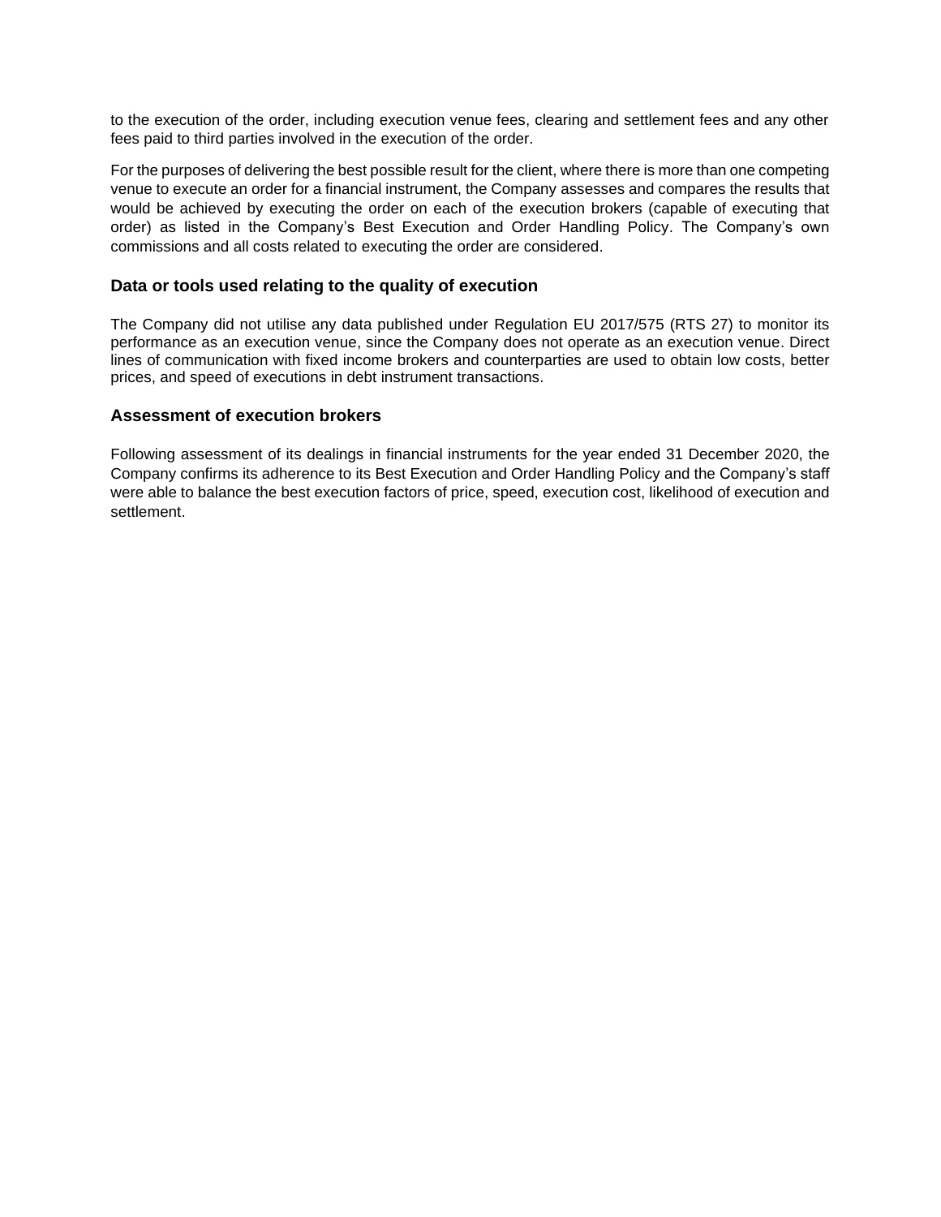to the execution of the order, including execution venue fees, clearing and settlement fees and any other fees paid to third parties involved in the execution of the order.

For the purposes of delivering the best possible result for the client, where there is more than one competing venue to execute an order for a financial instrument, the Company assesses and compares the results that would be achieved by executing the order on each of the execution brokers (capable of executing that order) as listed in the Company's Best Execution and Order Handling Policy. The Company's own commissions and all costs related to executing the order are considered.

### Data or tools used relating to the quality of execution

The Company did not utilise any data published under Regulation EU 2017/575 (RTS 27) to monitor its performance as an execution venue, since the Company does not operate as an execution venue. Direct lines of communication with fixed income brokers and counterparties are used to obtain low costs, better prices, and speed of executions in debt instrument transactions.

### Assessment of execution brokers

Following assessment of its dealings in financial instruments for the year ended 31 December 2020, the Company confirms its adherence to its Best Execution and Order Handling Policy and the Company's staff were able to balance the best execution factors of price, speed, execution cost, likelihood of execution and settlement.